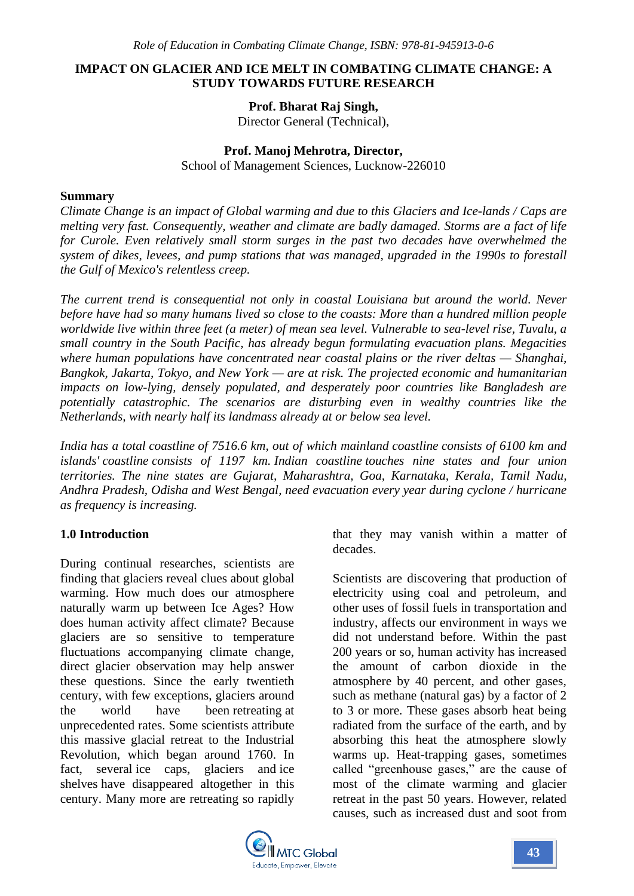# IMPACT ON GLACIER AND ICE MELT IN COMBATING CLIMATE CHANGE: A STUDY TOWARDS FUTURE RESEARCH

**Prof. Bharat Raj Singh,**
Director General (Technical),

**Prof. Manoj Mehrotra, Director,**
School of Management Sciences, Lucknow-226010

## Summary

*Climate Change is an impact of Global warming and due to this Glaciers and Ice-lands / Caps are melting very fast. Consequently, weather and climate are badly damaged. Storms are a fact of life for Curole. Even relatively small storm surges in the past two decades have overwhelmed the system of dikes, levees, and pump stations that was managed, upgraded in the 1990s to forestall the Gulf of Mexico's relentless creep.*

*The current trend is consequential not only in coastal Louisiana but around the world. Never before have had so many humans lived so close to the coasts: More than a hundred million people worldwide live within three feet (a meter) of mean sea level. Vulnerable to sea-level rise, Tuvalu, a small country in the South Pacific, has already begun formulating evacuation plans. Megacities where human populations have concentrated near coastal plains or the river deltas — Shanghai, Bangkok, Jakarta, Tokyo, and New York — are at risk. The projected economic and humanitarian impacts on low-lying, densely populated, and desperately poor countries like Bangladesh are potentially catastrophic. The scenarios are disturbing even in wealthy countries like the Netherlands, with nearly half its landmass already at or below sea level.*

*India has a total coastline of 7516.6 km, out of which mainland coastline consists of 6100 km and islands' coastline consists of 1197 km. Indian coastline touches nine states and four union territories. The nine states are Gujarat, Maharashtra, Goa, Karnataka, Kerala, Tamil Nadu, Andhra Pradesh, Odisha and West Bengal, need evacuation every year during cyclone / hurricane as frequency is increasing.*

## 1.0 Introduction

During continual researches, scientists are finding that glaciers reveal clues about global warming. How much does our atmosphere naturally warm up between Ice Ages? How does human activity affect climate? Because glaciers are so sensitive to temperature fluctuations accompanying climate change, direct glacier observation may help answer these questions. Since the early twentieth century, with few exceptions, glaciers around the world have been retreating at unprecedented rates. Some scientists attribute this massive glacial retreat to the Industrial Revolution, which began around 1760. In fact, several ice caps, glaciers and ice shelves have disappeared altogether in this century. Many more are retreating so rapidly that they may vanish within a matter of decades.

Scientists are discovering that production of electricity using coal and petroleum, and other uses of fossil fuels in transportation and industry, affects our environment in ways we did not understand before. Within the past 200 years or so, human activity has increased the amount of carbon dioxide in the atmosphere by 40 percent, and other gases, such as methane (natural gas) by a factor of 2 to 3 or more. These gases absorb heat being radiated from the surface of the earth, and by absorbing this heat the atmosphere slowly warms up. Heat-trapping gases, sometimes called "greenhouse gases," are the cause of most of the climate warming and glacier retreat in the past 50 years. However, related causes, such as increased dust and soot from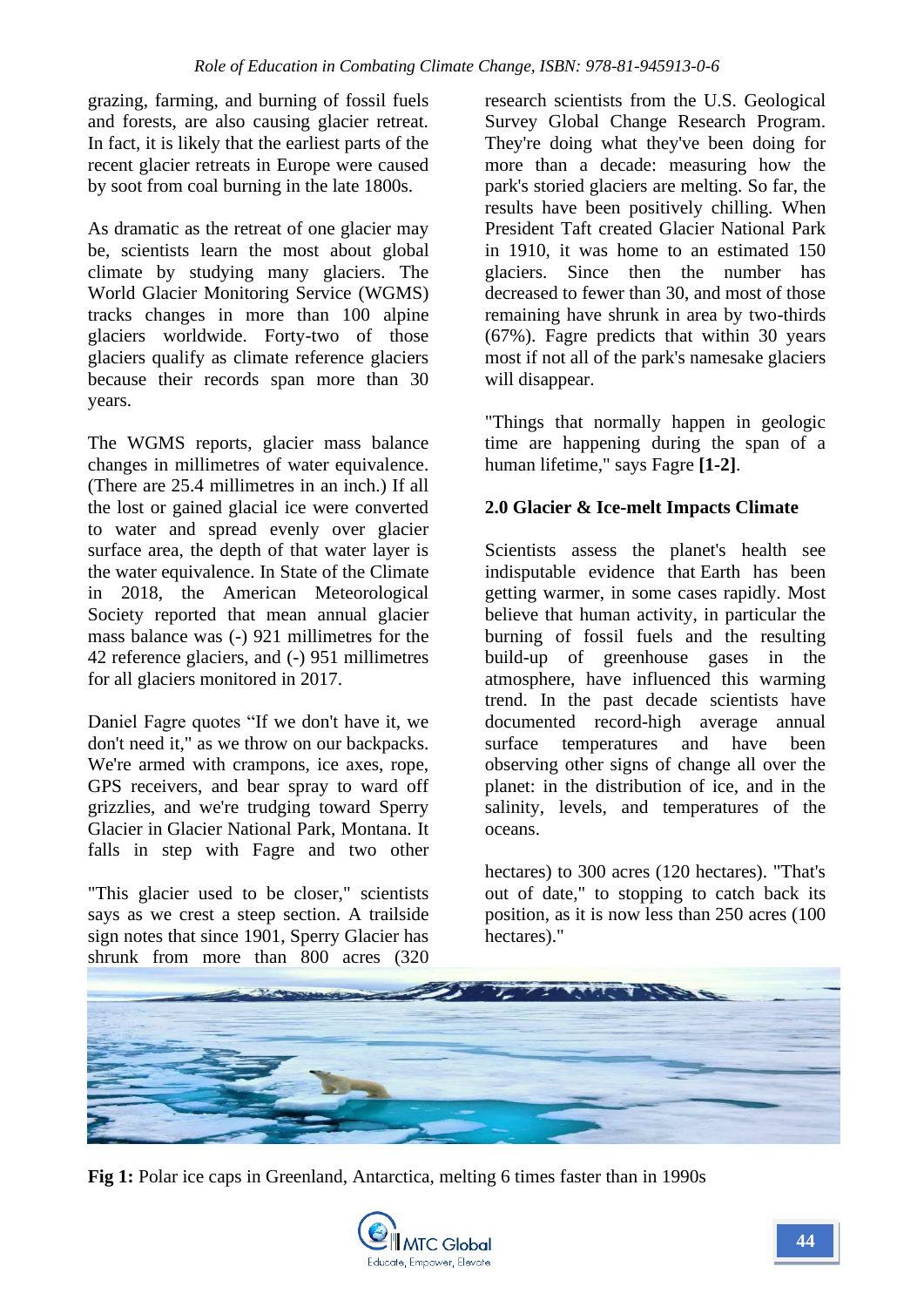grazing, farming, and burning of fossil fuels and forests, are also causing glacier retreat. In fact, it is likely that the earliest parts of the recent glacier retreats in Europe were caused by soot from coal burning in the late 1800s.

As dramatic as the retreat of one glacier may be, scientists learn the most about global climate by studying many glaciers. The World Glacier Monitoring Service (WGMS) tracks changes in more than 100 alpine glaciers worldwide. Forty-two of those glaciers qualify as climate reference glaciers because their records span more than 30 years.

The WGMS reports, glacier mass balance changes in millimetres of water equivalence. (There are 25.4 millimetres in an inch.) If all the lost or gained glacial ice were converted to water and spread evenly over glacier surface area, the depth of that water layer is the water equivalence. In State of the Climate in 2018, the American Meteorological Society reported that mean annual glacier mass balance was (-) 921 millimetres for the 42 reference glaciers, and (-) 951 millimetres for all glaciers monitored in 2017.

Daniel Fagre quotes "If we don't have it, we don't need it," as we throw on our backpacks. We're armed with crampons, ice axes, rope, GPS receivers, and bear spray to ward off grizzlies, and we're trudging toward Sperry Glacier in Glacier National Park, Montana. It falls in step with Fagre and two other

"This glacier used to be closer," scientists says as we crest a steep section. A trailside sign notes that since 1901, Sperry Glacier has shrunk from more than 800 acres (320

research scientists from the U.S. Geological Survey Global Change Research Program. They're doing what they've been doing for more than a decade: measuring how the park's storied glaciers are melting. So far, the results have been positively chilling. When President Taft created Glacier National Park in 1910, it was home to an estimated 150 glaciers. Since then the number has decreased to fewer than 30, and most of those remaining have shrunk in area by two-thirds (67%). Fagre predicts that within 30 years most if not all of the park's namesake glaciers will disappear.

"Things that normally happen in geologic time are happening during the span of a human lifetime," says Fagre **[1-2]**.

## 2.0 Glacier & Ice-melt Impacts Climate

Scientists assess the planet's health see indisputable evidence that Earth has been getting warmer, in some cases rapidly. Most believe that human activity, in particular the burning of fossil fuels and the resulting build-up of greenhouse gases in the atmosphere, have influenced this warming trend. In the past decade scientists have documented record-high average annual surface temperatures and have been observing other signs of change all over the planet: in the distribution of ice, and in the salinity, levels, and temperatures of the oceans.

hectares) to 300 acres (120 hectares). "That's out of date," to stopping to catch back its position, as it is now less than 250 acres (100 hectares)."

**Fig 1:** Polar ice caps in Greenland, Antarctica, melting 6 times faster than in 1990s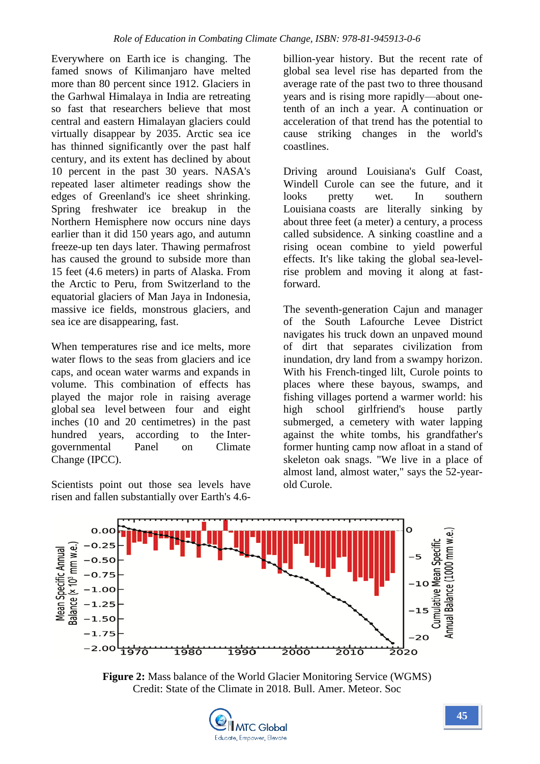Everywhere on Earth ice is changing. The famed snows of Kilimanjaro have melted more than 80 percent since 1912. Glaciers in the Garhwal Himalaya in India are retreating so fast that researchers believe that most central and eastern Himalayan glaciers could virtually disappear by 2035. Arctic sea ice has thinned significantly over the past half century, and its extent has declined by about 10 percent in the past 30 years. NASA's repeated laser altimeter readings show the edges of Greenland's ice sheet shrinking. Spring freshwater ice breakup in the Northern Hemisphere now occurs nine days earlier than it did 150 years ago, and autumn freeze-up ten days later. Thawing permafrost has caused the ground to subside more than 15 feet (4.6 meters) in parts of Alaska. From the Arctic to Peru, from Switzerland to the equatorial glaciers of Man Jaya in Indonesia, massive ice fields, monstrous glaciers, and sea ice are disappearing, fast.

When temperatures rise and ice melts, more water flows to the seas from glaciers and ice caps, and ocean water warms and expands in volume. This combination of effects has played the major role in raising average global sea level between four and eight inches (10 and 20 centimetres) in the past hundred years, according to the Inter-governmental Panel on Climate Change (IPCC).

Scientists point out those sea levels have risen and fallen substantially over Earth's 4.6-billion-year history. But the recent rate of global sea level rise has departed from the average rate of the past two to three thousand years and is rising more rapidly—about one-tenth of an inch a year. A continuation or acceleration of that trend has the potential to cause striking changes in the world's coastlines.

Driving around Louisiana's Gulf Coast, Windell Curole can see the future, and it looks pretty wet. In southern Louisiana coasts are literally sinking by about three feet (a meter) a century, a process called subsidence. A sinking coastline and a rising ocean combine to yield powerful effects. It's like taking the global sea-level-rise problem and moving it along at fast-forward.

The seventh-generation Cajun and manager of the South Lafourche Levee District navigates his truck down an unpaved mound of dirt that separates civilization from inundation, dry land from a swampy horizon. With his French-tinged lilt, Curole points to places where these bayous, swamps, and fishing villages portend a warmer world: his high school girlfriend's house partly submerged, a cemetery with water lapping against the white tombs, his grandfather's former hunting camp now afloat in a stand of skeleton oak snags. "We live in a place of almost land, almost water," says the 52-year-old Curole.

Mean Specific Annual Balance (x 10³ mm w.e.)

0.00
−0.25
−0.50
−0.75
−1.00
−1.25
−1.50
−1.75
−2.00

1970 1980 1990 2000 2010 2020

0
−5
−10
−15
−20

Cumulative Mean Specific Annual Balance (1000 mm w.e.)

**Figure 2:** Mass balance of the World Glacier Monitoring Service (WGMS)
Credit: State of the Climate in 2018. Bull. Amer. Meteor. Soc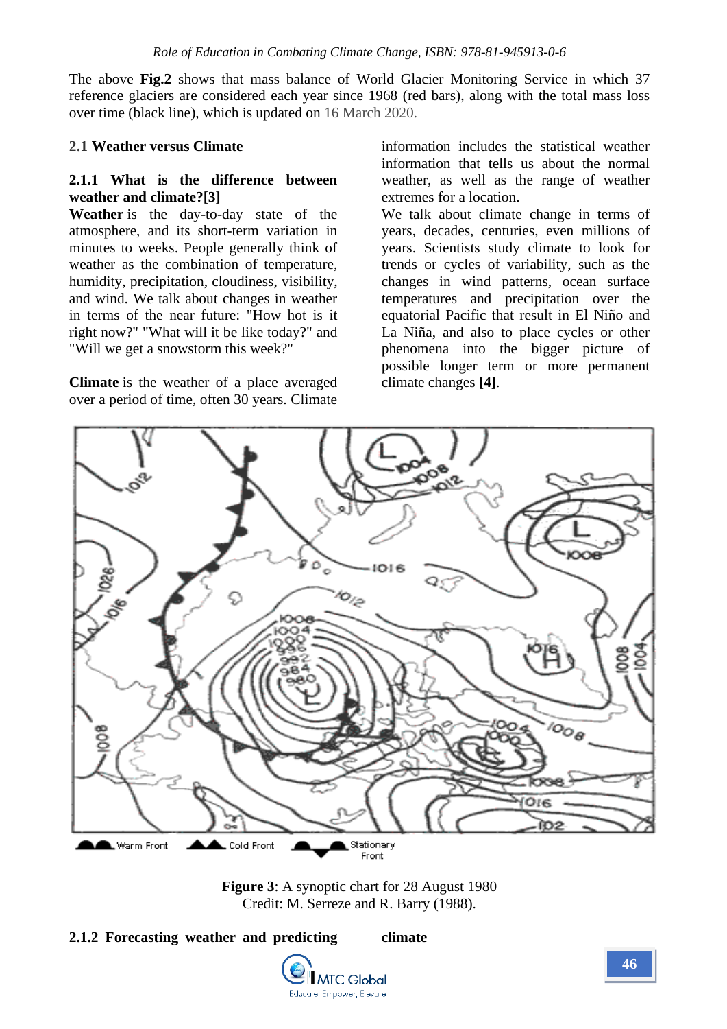The above **Fig.2** shows that mass balance of World Glacier Monitoring Service in which 37 reference glaciers are considered each year since 1968 (red bars), along with the total mass loss over time (black line), which is updated on 16 March 2020.

## 2.1 Weather versus Climate

### 2.1.1 What is the difference between weather and climate?[3]

**Weather** is the day-to-day state of the atmosphere, and its short-term variation in minutes to weeks. People generally think of weather as the combination of temperature, humidity, precipitation, cloudiness, visibility, and wind. We talk about changes in weather in terms of the near future: "How hot is it right now?" "What will it be like today?" and "Will we get a snowstorm this week?"

**Climate** is the weather of a place averaged over a period of time, often 30 years. Climate information includes the statistical weather information that tells us about the normal weather, as well as the range of weather extremes for a location.

We talk about climate change in terms of years, decades, centuries, even millions of years. Scientists study climate to look for trends or cycles of variability, such as the changes in wind patterns, ocean surface temperatures and precipitation over the equatorial Pacific that result in El Niño and La Niña, and also to place cycles or other phenomena into the bigger picture of possible longer term or more permanent climate changes **[4]**.

**Figure 3**: A synoptic chart for 28 August 1980
Credit: M. Serreze and R. Barry (1988).

### 2.1.2 Forecasting weather and predicting climate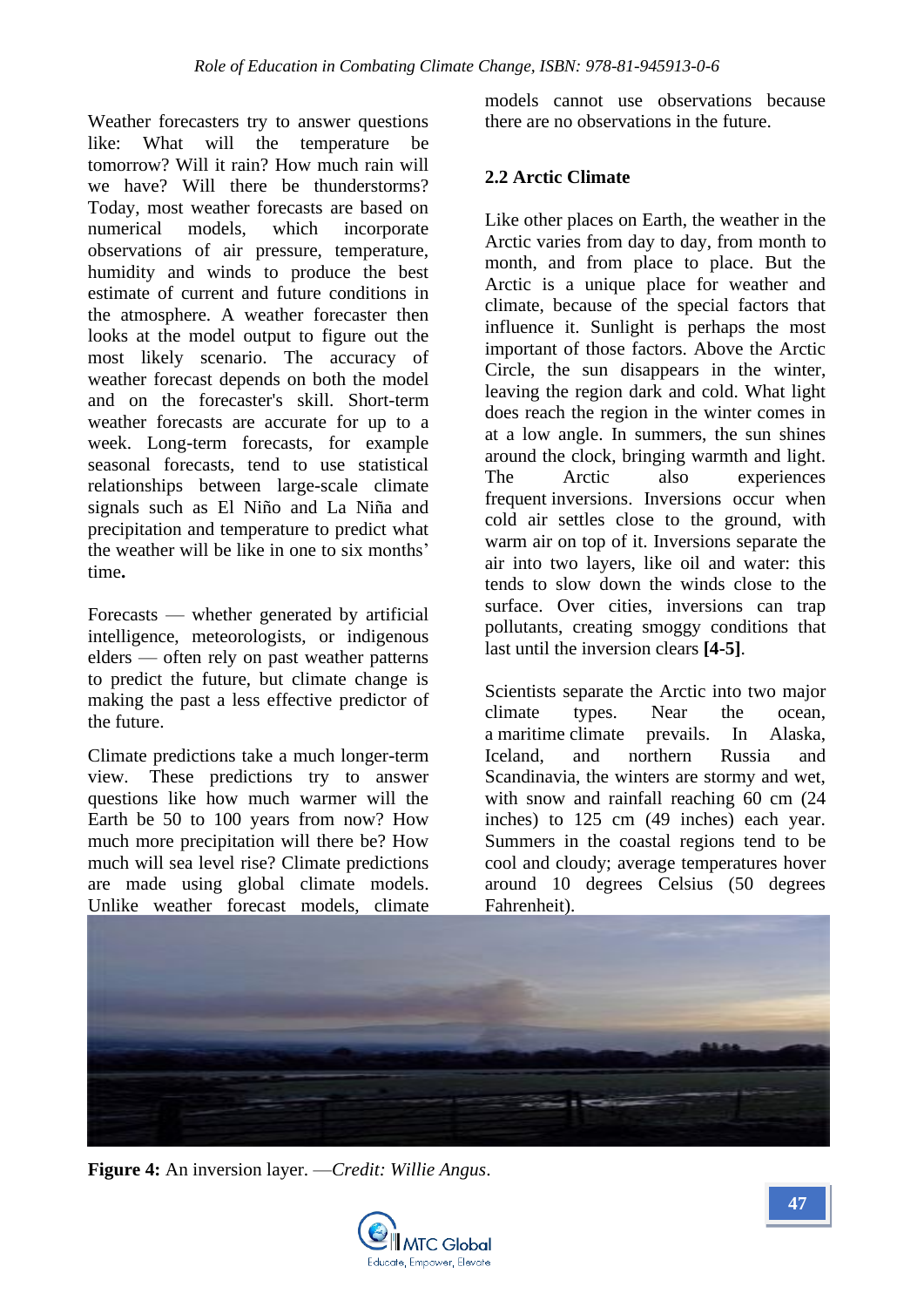Weather forecasters try to answer questions like: What will the temperature be tomorrow? Will it rain? How much rain will we have? Will there be thunderstorms? Today, most weather forecasts are based on numerical models, which incorporate observations of air pressure, temperature, humidity and winds to produce the best estimate of current and future conditions in the atmosphere. A weather forecaster then looks at the model output to figure out the most likely scenario. The accuracy of weather forecast depends on both the model and on the forecaster's skill. Short-term weather forecasts are accurate for up to a week. Long-term forecasts, for example seasonal forecasts, tend to use statistical relationships between large-scale climate signals such as El Niño and La Niña and precipitation and temperature to predict what the weather will be like in one to six months' time**.**

Forecasts — whether generated by artificial intelligence, meteorologists, or indigenous elders — often rely on past weather patterns to predict the future, but climate change is making the past a less effective predictor of the future.

Climate predictions take a much longer-term view. These predictions try to answer questions like how much warmer will the Earth be 50 to 100 years from now? How much more precipitation will there be? How much will sea level rise? Climate predictions are made using global climate models. Unlike weather forecast models, climate models cannot use observations because there are no observations in the future.

## 2.2 Arctic Climate

Like other places on Earth, the weather in the Arctic varies from day to day, from month to month, and from place to place. But the Arctic is a unique place for weather and climate, because of the special factors that influence it. Sunlight is perhaps the most important of those factors. Above the Arctic Circle, the sun disappears in the winter, leaving the region dark and cold. What light does reach the region in the winter comes in at a low angle. In summers, the sun shines around the clock, bringing warmth and light. The Arctic also experiences frequent inversions. Inversions occur when cold air settles close to the ground, with warm air on top of it. Inversions separate the air into two layers, like oil and water: this tends to slow down the winds close to the surface. Over cities, inversions can trap pollutants, creating smoggy conditions that last until the inversion clears **[4-5]**.

Scientists separate the Arctic into two major climate types. Near the ocean, a maritime climate prevails. In Alaska, Iceland, and northern Russia and Scandinavia, the winters are stormy and wet, with snow and rainfall reaching 60 cm (24 inches) to 125 cm (49 inches) each year. Summers in the coastal regions tend to be cool and cloudy; average temperatures hover around 10 degrees Celsius (50 degrees Fahrenheit).

**Figure 4:** An inversion layer. —*Credit: Willie Angus*.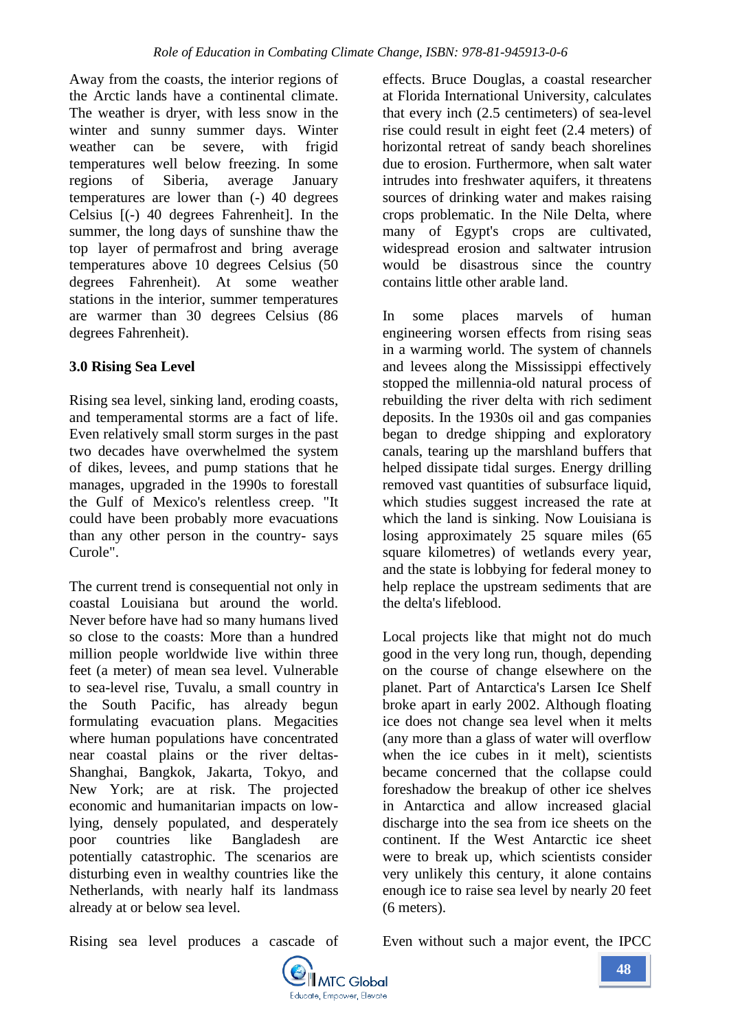Away from the coasts, the interior regions of the Arctic lands have a continental climate. The weather is dryer, with less snow in the winter and sunny summer days. Winter weather can be severe, with frigid temperatures well below freezing. In some regions of Siberia, average January temperatures are lower than (-) 40 degrees Celsius [(-) 40 degrees Fahrenheit]. In the summer, the long days of sunshine thaw the top layer of permafrost and bring average temperatures above 10 degrees Celsius (50 degrees Fahrenheit). At some weather stations in the interior, summer temperatures are warmer than 30 degrees Celsius (86 degrees Fahrenheit).

### 3.0 Rising Sea Level

Rising sea level, sinking land, eroding coasts, and temperamental storms are a fact of life. Even relatively small storm surges in the past two decades have overwhelmed the system of dikes, levees, and pump stations that he manages, upgraded in the 1990s to forestall the Gulf of Mexico's relentless creep. "It could have been probably more evacuations than any other person in the country- says Curole".

The current trend is consequential not only in coastal Louisiana but around the world. Never before have had so many humans lived so close to the coasts: More than a hundred million people worldwide live within three feet (a meter) of mean sea level. Vulnerable to sea-level rise, Tuvalu, a small country in the South Pacific, has already begun formulating evacuation plans. Megacities where human populations have concentrated near coastal plains or the river deltas- Shanghai, Bangkok, Jakarta, Tokyo, and New York; are at risk. The projected economic and humanitarian impacts on low-lying, densely populated, and desperately poor countries like Bangladesh are potentially catastrophic. The scenarios are disturbing even in wealthy countries like the Netherlands, with nearly half its landmass already at or below sea level.

Rising sea level produces a cascade of effects. Bruce Douglas, a coastal researcher at Florida International University, calculates that every inch (2.5 centimeters) of sea-level rise could result in eight feet (2.4 meters) of horizontal retreat of sandy beach shorelines due to erosion. Furthermore, when salt water intrudes into freshwater aquifers, it threatens sources of drinking water and makes raising crops problematic. In the Nile Delta, where many of Egypt's crops are cultivated, widespread erosion and saltwater intrusion would be disastrous since the country contains little other arable land.

In some places marvels of human engineering worsen effects from rising seas in a warming world. The system of channels and levees along the Mississippi effectively stopped the millennia-old natural process of rebuilding the river delta with rich sediment deposits. In the 1930s oil and gas companies began to dredge shipping and exploratory canals, tearing up the marshland buffers that helped dissipate tidal surges. Energy drilling removed vast quantities of subsurface liquid, which studies suggest increased the rate at which the land is sinking. Now Louisiana is losing approximately 25 square miles (65 square kilometres) of wetlands every year, and the state is lobbying for federal money to help replace the upstream sediments that are the delta's lifeblood.

Local projects like that might not do much good in the very long run, though, depending on the course of change elsewhere on the planet. Part of Antarctica's Larsen Ice Shelf broke apart in early 2002. Although floating ice does not change sea level when it melts (any more than a glass of water will overflow when the ice cubes in it melt), scientists became concerned that the collapse could foreshadow the breakup of other ice shelves in Antarctica and allow increased glacial discharge into the sea from ice sheets on the continent. If the West Antarctic ice sheet were to break up, which scientists consider very unlikely this century, it alone contains enough ice to raise sea level by nearly 20 feet (6 meters).

Even without such a major event, the IPCC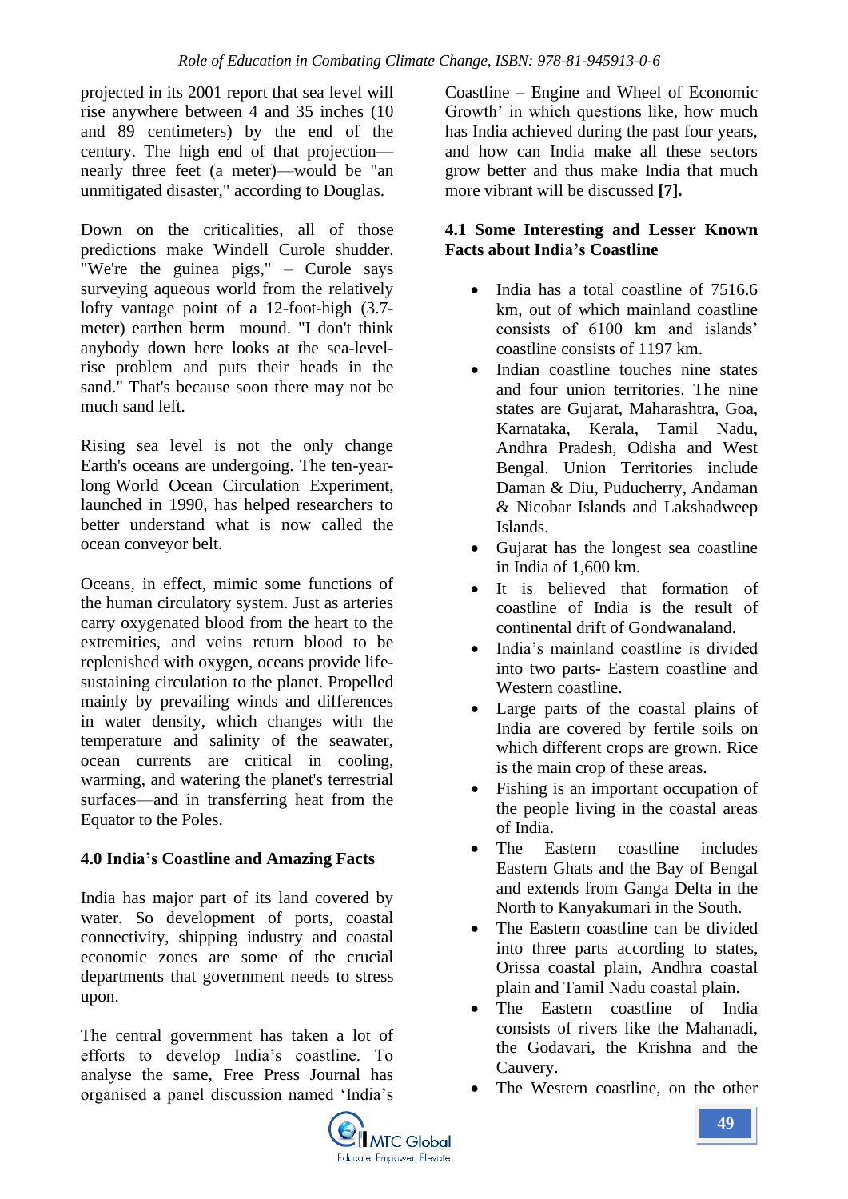projected in its 2001 report that sea level will rise anywhere between 4 and 35 inches (10 and 89 centimeters) by the end of the century. The high end of that projection—nearly three feet (a meter)—would be "an unmitigated disaster," according to Douglas.

Down on the criticalities, all of those predictions make Windell Curole shudder. "We're the guinea pigs," – Curole says surveying aqueous world from the relatively lofty vantage point of a 12-foot-high (3.7-meter) earthen berm mound. "I don't think anybody down here looks at the sea-level-rise problem and puts their heads in the sand." That's because soon there may not be much sand left.

Rising sea level is not the only change Earth's oceans are undergoing. The ten-year-long World Ocean Circulation Experiment, launched in 1990, has helped researchers to better understand what is now called the ocean conveyor belt.

Oceans, in effect, mimic some functions of the human circulatory system. Just as arteries carry oxygenated blood from the heart to the extremities, and veins return blood to be replenished with oxygen, oceans provide life-sustaining circulation to the planet. Propelled mainly by prevailing winds and differences in water density, which changes with the temperature and salinity of the seawater, ocean currents are critical in cooling, warming, and watering the planet's terrestrial surfaces—and in transferring heat from the Equator to the Poles.

## 4.0 India's Coastline and Amazing Facts

India has major part of its land covered by water. So development of ports, coastal connectivity, shipping industry and coastal economic zones are some of the crucial departments that government needs to stress upon.

The central government has taken a lot of efforts to develop India's coastline. To analyse the same, Free Press Journal has organised a panel discussion named 'India's Coastline – Engine and Wheel of Economic Growth' in which questions like, how much has India achieved during the past four years, and how can India make all these sectors grow better and thus make India that much more vibrant will be discussed **[7].**

### 4.1 Some Interesting and Lesser Known Facts about India's Coastline

- India has a total coastline of 7516.6 km, out of which mainland coastline consists of 6100 km and islands' coastline consists of 1197 km.
- Indian coastline touches nine states and four union territories. The nine states are Gujarat, Maharashtra, Goa, Karnataka, Kerala, Tamil Nadu, Andhra Pradesh, Odisha and West Bengal. Union Territories include Daman & Diu, Puducherry, Andaman & Nicobar Islands and Lakshadweep Islands.
- Gujarat has the longest sea coastline in India of 1,600 km.
- It is believed that formation of coastline of India is the result of continental drift of Gondwanaland.
- India's mainland coastline is divided into two parts- Eastern coastline and Western coastline.
- Large parts of the coastal plains of India are covered by fertile soils on which different crops are grown. Rice is the main crop of these areas.
- Fishing is an important occupation of the people living in the coastal areas of India.
- The Eastern coastline includes Eastern Ghats and the Bay of Bengal and extends from Ganga Delta in the North to Kanyakumari in the South.
- The Eastern coastline can be divided into three parts according to states, Orissa coastal plain, Andhra coastal plain and Tamil Nadu coastal plain.
- The Eastern coastline of India consists of rivers like the Mahanadi, the Godavari, the Krishna and the Cauvery.
- The Western coastline, on the other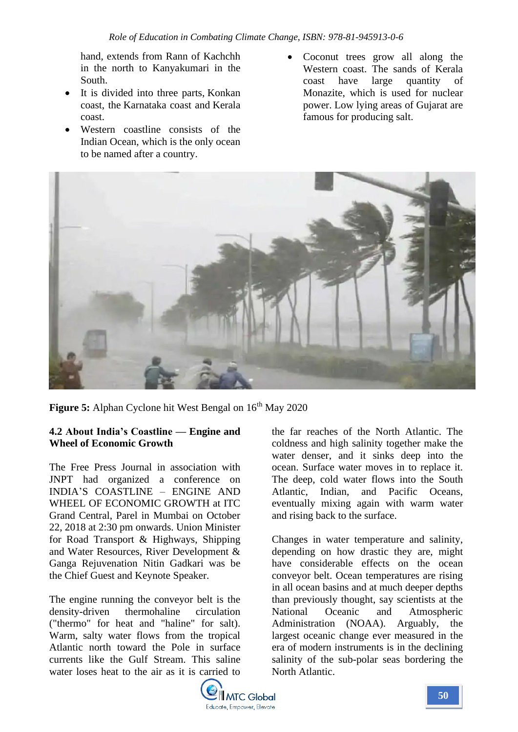hand, extends from Rann of Kachchh in the north to Kanyakumari in the South.

- It is divided into three parts, Konkan coast, the Karnataka coast and Kerala coast.
- Western coastline consists of the Indian Ocean, which is the only ocean to be named after a country.
- Coconut trees grow all along the Western coast. The sands of Kerala coast have large quantity of Monazite, which is used for nuclear power. Low lying areas of Gujarat are famous for producing salt.

**Figure 5:** Alphan Cyclone hit West Bengal on 16th May 2020

### 4.2 About India's Coastline — Engine and Wheel of Economic Growth

The Free Press Journal in association with JNPT had organized a conference on INDIA'S COASTLINE – ENGINE AND WHEEL OF ECONOMIC GROWTH at ITC Grand Central, Parel in Mumbai on October 22, 2018 at 2:30 pm onwards. Union Minister for Road Transport & Highways, Shipping and Water Resources, River Development & Ganga Rejuvenation Nitin Gadkari was be the Chief Guest and Keynote Speaker.

The engine running the conveyor belt is the density-driven thermohaline circulation ("thermo" for heat and "haline" for salt). Warm, salty water flows from the tropical Atlantic north toward the Pole in surface currents like the Gulf Stream. This saline water loses heat to the air as it is carried to the far reaches of the North Atlantic. The coldness and high salinity together make the water denser, and it sinks deep into the ocean. Surface water moves in to replace it. The deep, cold water flows into the South Atlantic, Indian, and Pacific Oceans, eventually mixing again with warm water and rising back to the surface.

Changes in water temperature and salinity, depending on how drastic they are, might have considerable effects on the ocean conveyor belt. Ocean temperatures are rising in all ocean basins and at much deeper depths than previously thought, say scientists at the National Oceanic and Atmospheric Administration (NOAA). Arguably, the largest oceanic change ever measured in the era of modern instruments is in the declining salinity of the sub-polar seas bordering the North Atlantic.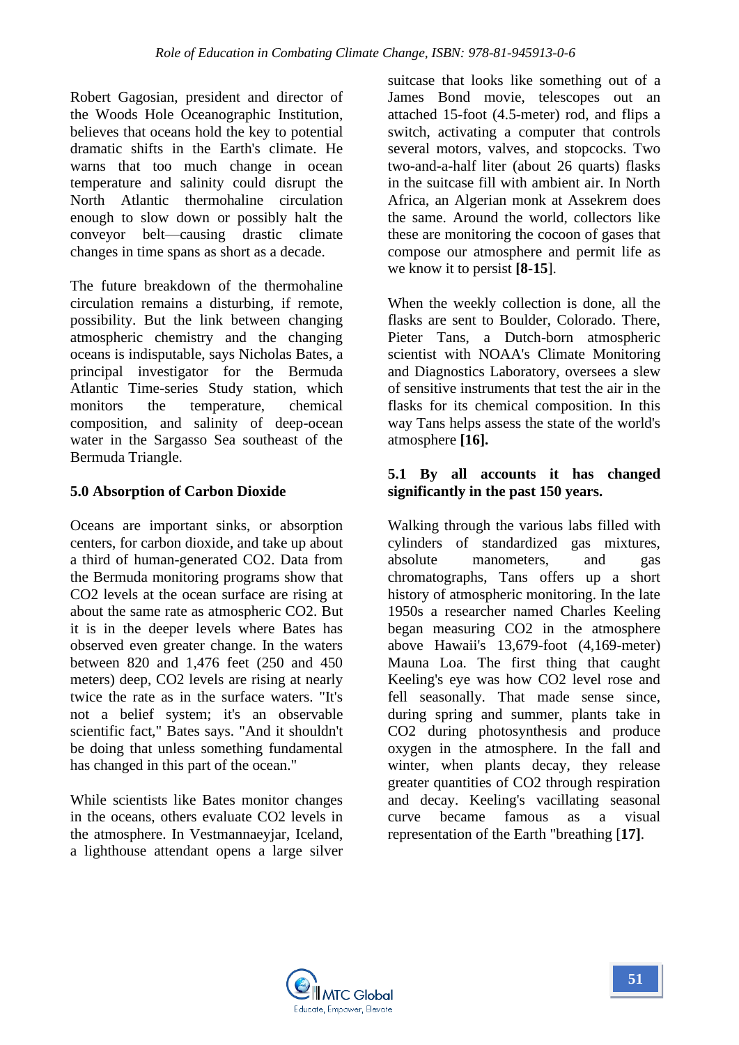Robert Gagosian, president and director of the Woods Hole Oceanographic Institution, believes that oceans hold the key to potential dramatic shifts in the Earth's climate. He warns that too much change in ocean temperature and salinity could disrupt the North Atlantic thermohaline circulation enough to slow down or possibly halt the conveyor belt—causing drastic climate changes in time spans as short as a decade.

The future breakdown of the thermohaline circulation remains a disturbing, if remote, possibility. But the link between changing atmospheric chemistry and the changing oceans is indisputable, says Nicholas Bates, a principal investigator for the Bermuda Atlantic Time-series Study station, which monitors the temperature, chemical composition, and salinity of deep-ocean water in the Sargasso Sea southeast of the Bermuda Triangle.

## 5.0 Absorption of Carbon Dioxide

Oceans are important sinks, or absorption centers, for carbon dioxide, and take up about a third of human-generated CO2. Data from the Bermuda monitoring programs show that CO2 levels at the ocean surface are rising at about the same rate as atmospheric CO2. But it is in the deeper levels where Bates has observed even greater change. In the waters between 820 and 1,476 feet (250 and 450 meters) deep, CO2 levels are rising at nearly twice the rate as in the surface waters. "It's not a belief system; it's an observable scientific fact," Bates says. "And it shouldn't be doing that unless something fundamental has changed in this part of the ocean."

While scientists like Bates monitor changes in the oceans, others evaluate CO2 levels in the atmosphere. In Vestmannaeyjar, Iceland, a lighthouse attendant opens a large silver suitcase that looks like something out of a James Bond movie, telescopes out an attached 15-foot (4.5-meter) rod, and flips a switch, activating a computer that controls several motors, valves, and stopcocks. Two two-and-a-half liter (about 26 quarts) flasks in the suitcase fill with ambient air. In North Africa, an Algerian monk at Assekrem does the same. Around the world, collectors like these are monitoring the cocoon of gases that compose our atmosphere and permit life as we know it to persist **[8-15**].

When the weekly collection is done, all the flasks are sent to Boulder, Colorado. There, Pieter Tans, a Dutch-born atmospheric scientist with NOAA's Climate Monitoring and Diagnostics Laboratory, oversees a slew of sensitive instruments that test the air in the flasks for its chemical composition. In this way Tans helps assess the state of the world's atmosphere **[16].**

### 5.1 By all accounts it has changed significantly in the past 150 years.

Walking through the various labs filled with cylinders of standardized gas mixtures, absolute manometers, and gas chromatographs, Tans offers up a short history of atmospheric monitoring. In the late 1950s a researcher named Charles Keeling began measuring CO2 in the atmosphere above Hawaii's 13,679-foot (4,169-meter) Mauna Loa. The first thing that caught Keeling's eye was how CO2 level rose and fell seasonally. That made sense since, during spring and summer, plants take in CO2 during photosynthesis and produce oxygen in the atmosphere. In the fall and winter, when plants decay, they release greater quantities of CO2 through respiration and decay. Keeling's vacillating seasonal curve became famous as a visual representation of the Earth "breathing [**17]**.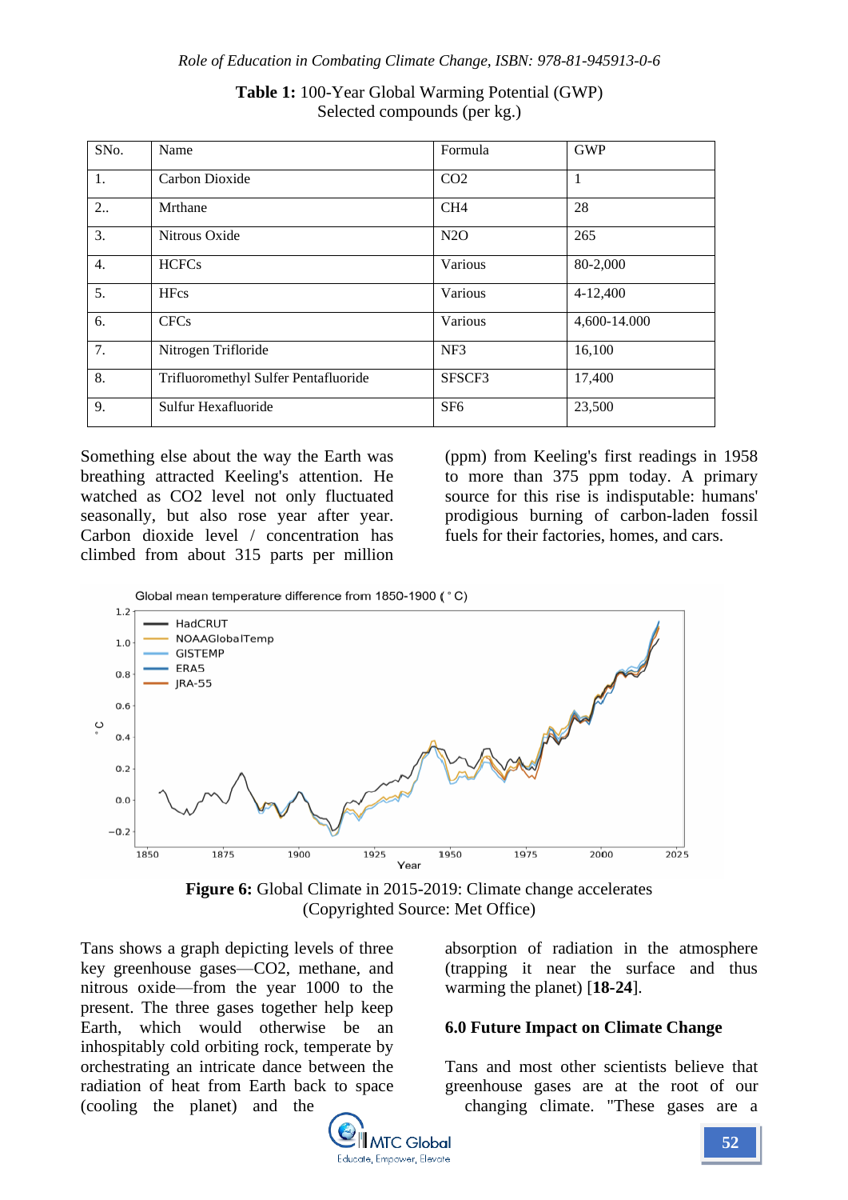**Table 1:** 100-Year Global Warming Potential (GWP) Selected compounds (per kg.)

| SNo. | Name | Formula | GWP |
|---|---|---|---|
| 1. | Carbon Dioxide | CO2 | 1 |
| 2.. | Mrthane | CH4 | 28 |
| 3. | Nitrous Oxide | N2O | 265 |
| 4. | HCFCs | Various | 80-2,000 |
| 5. | HFcs | Various | 4-12,400 |
| 6. | CFCs | Various | 4,600-14.000 |
| 7. | Nitrogen Trifloride | NF3 | 16,100 |
| 8. | Trifluoromethyl Sulfer Pentafluoride | SFSCF3 | 17,400 |
| 9. | Sulfur Hexafluoride | SF6 | 23,500 |

Something else about the way the Earth was breathing attracted Keeling's attention. He watched as CO2 level not only fluctuated seasonally, but also rose year after year. Carbon dioxide level / concentration has climbed from about 315 parts per million (ppm) from Keeling's first readings in 1958 to more than 375 ppm today. A primary source for this rise is indisputable: humans' prodigious burning of carbon-laden fossil fuels for their factories, homes, and cars.

**Figure 6:** Global Climate in 2015-2019: Climate change accelerates (Copyrighted Source: Met Office)

Tans shows a graph depicting levels of three key greenhouse gases—CO2, methane, and nitrous oxide—from the year 1000 to the present. The three gases together help keep Earth, which would otherwise be an inhospitably cold orbiting rock, temperate by orchestrating an intricate dance between the radiation of heat from Earth back to space (cooling the planet) and the absorption of radiation in the atmosphere (trapping it near the surface and thus warming the planet) [**18-24**].

## 6.0 Future Impact on Climate Change

Tans and most other scientists believe that greenhouse gases are at the root of our changing climate. "These gases are a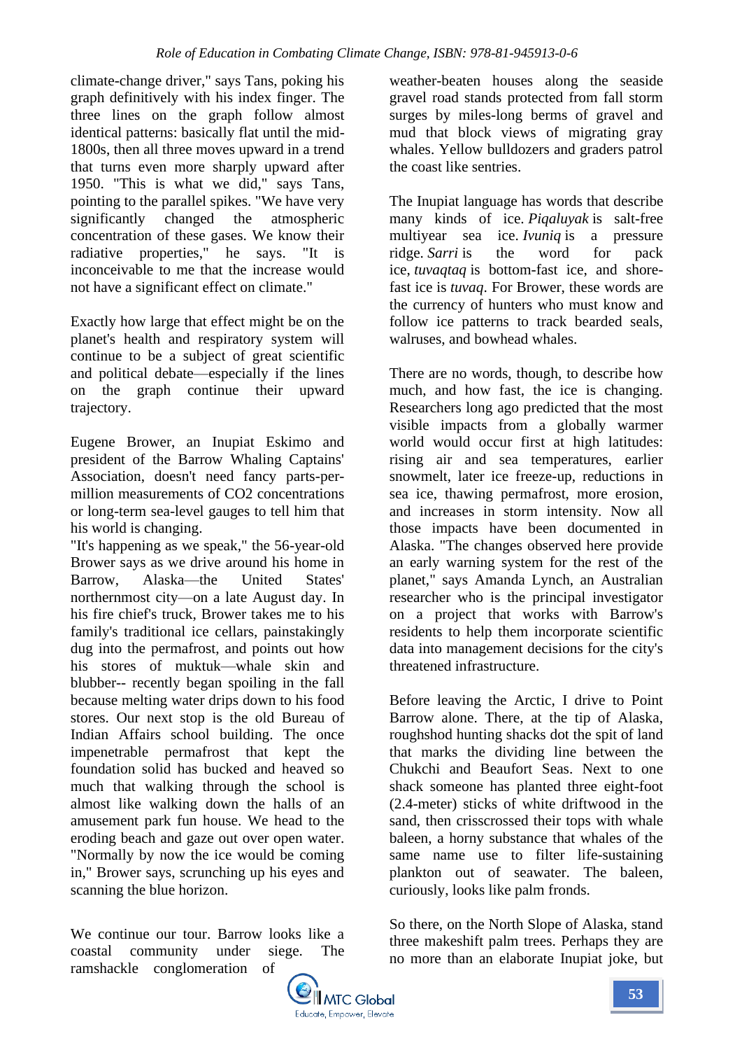climate-change driver," says Tans, poking his graph definitively with his index finger. The three lines on the graph follow almost identical patterns: basically flat until the mid-1800s, then all three moves upward in a trend that turns even more sharply upward after 1950. "This is what we did," says Tans, pointing to the parallel spikes. "We have very significantly changed the atmospheric concentration of these gases. We know their radiative properties," he says. "It is inconceivable to me that the increase would not have a significant effect on climate."

Exactly how large that effect might be on the planet's health and respiratory system will continue to be a subject of great scientific and political debate—especially if the lines on the graph continue their upward trajectory.

Eugene Brower, an Inupiat Eskimo and president of the Barrow Whaling Captains' Association, doesn't need fancy parts-per-million measurements of $CO_2$ concentrations or long-term sea-level gauges to tell him that his world is changing.

"It's happening as we speak," the 56-year-old Brower says as we drive around his home in Barrow, Alaska—the United States' northernmost city—on a late August day. In his fire chief's truck, Brower takes me to his family's traditional ice cellars, painstakingly dug into the permafrost, and points out how his stores of muktuk—whale skin and blubber-- recently began spoiling in the fall because melting water drips down to his food stores. Our next stop is the old Bureau of Indian Affairs school building. The once impenetrable permafrost that kept the foundation solid has bucked and heaved so much that walking through the school is almost like walking down the halls of an amusement park fun house. We head to the eroding beach and gaze out over open water. "Normally by now the ice would be coming in," Brower says, scrunching up his eyes and scanning the blue horizon.

We continue our tour. Barrow looks like a coastal community under siege. The ramshackle conglomeration of weather-beaten houses along the seaside gravel road stands protected from fall storm surges by miles-long berms of gravel and mud that block views of migrating gray whales. Yellow bulldozers and graders patrol the coast like sentries.

The Inupiat language has words that describe many kinds of ice. *Piqaluyak* is salt-free multiyear sea ice. *Ivuniq* is a pressure ridge. *Sarri* is the word for pack ice, *tuvaqtaq* is bottom-fast ice, and shore-fast ice is *tuvaq*. For Brower, these words are the currency of hunters who must know and follow ice patterns to track bearded seals, walruses, and bowhead whales.

There are no words, though, to describe how much, and how fast, the ice is changing. Researchers long ago predicted that the most visible impacts from a globally warmer world would occur first at high latitudes: rising air and sea temperatures, earlier snowmelt, later ice freeze-up, reductions in sea ice, thawing permafrost, more erosion, and increases in storm intensity. Now all those impacts have been documented in Alaska. "The changes observed here provide an early warning system for the rest of the planet," says Amanda Lynch, an Australian researcher who is the principal investigator on a project that works with Barrow's residents to help them incorporate scientific data into management decisions for the city's threatened infrastructure.

Before leaving the Arctic, I drive to Point Barrow alone. There, at the tip of Alaska, roughshod hunting shacks dot the spit of land that marks the dividing line between the Chukchi and Beaufort Seas. Next to one shack someone has planted three eight-foot (2.4-meter) sticks of white driftwood in the sand, then crisscrossed their tops with whale baleen, a horny substance that whales of the same name use to filter life-sustaining plankton out of seawater. The baleen, curiously, looks like palm fronds.

So there, on the North Slope of Alaska, stand three makeshift palm trees. Perhaps they are no more than an elaborate Inupiat joke, but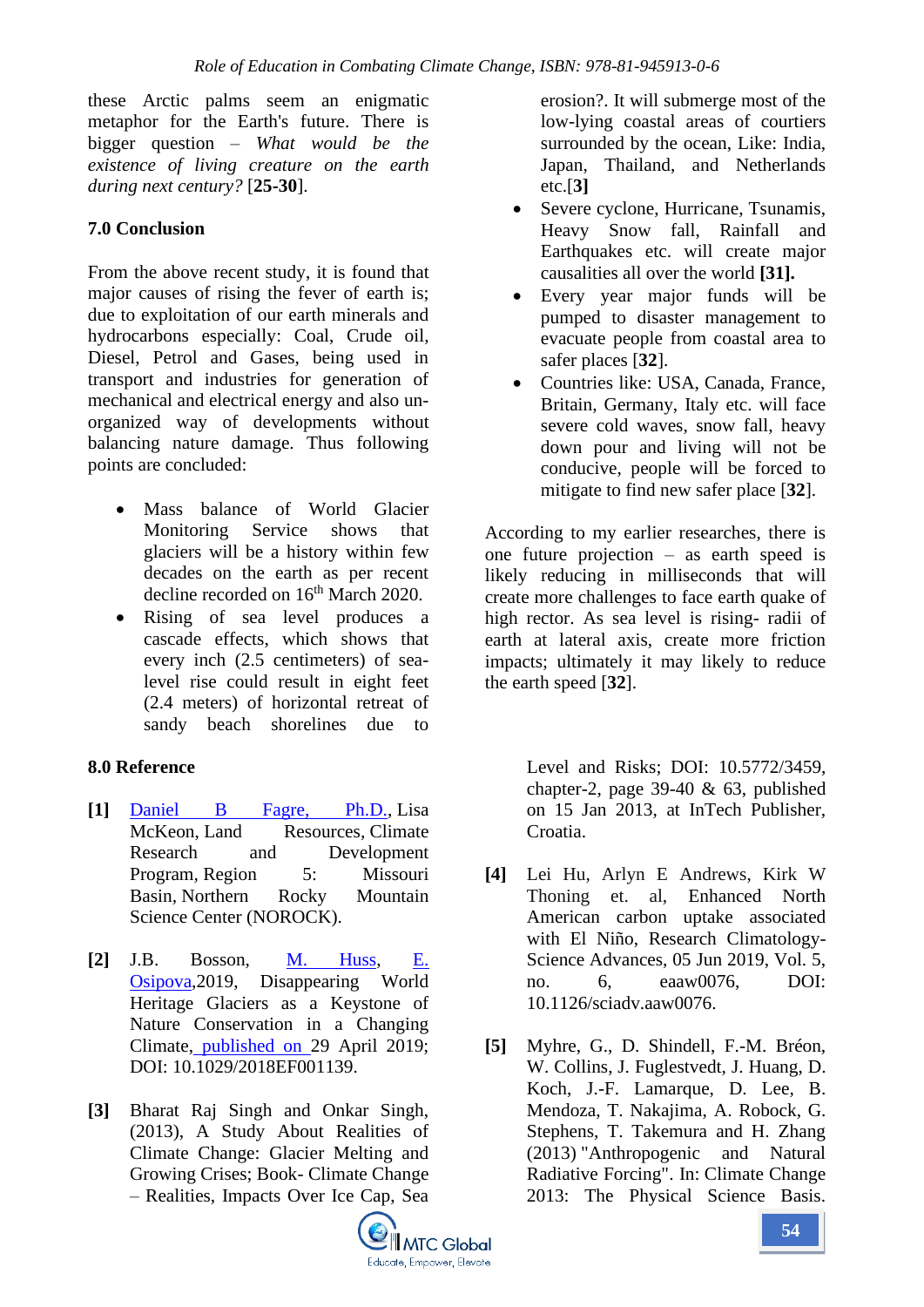these Arctic palms seem an enigmatic metaphor for the Earth's future. There is bigger question – *What would be the existence of living creature on the earth during next century?* [**25-30**].

## 7.0 Conclusion

From the above recent study, it is found that major causes of rising the fever of earth is; due to exploitation of our earth minerals and hydrocarbons especially: Coal, Crude oil, Diesel, Petrol and Gases, being used in transport and industries for generation of mechanical and electrical energy and also un-organized way of developments without balancing nature damage. Thus following points are concluded:

- Mass balance of World Glacier Monitoring Service shows that glaciers will be a history within few decades on the earth as per recent decline recorded on 16th March 2020.
- Rising of sea level produces a cascade effects, which shows that every inch (2.5 centimeters) of sea-level rise could result in eight feet (2.4 meters) of horizontal retreat of sandy beach shorelines due to erosion?. It will submerge most of the low-lying coastal areas of courtiers surrounded by the ocean, Like: India, Japan, Thailand, and Netherlands etc.[**3**]
- Severe cyclone, Hurricane, Tsunamis, Heavy Snow fall, Rainfall and Earthquakes etc. will create major causalities all over the world **[31].**
- Every year major funds will be pumped to disaster management to evacuate people from coastal area to safer places [**32**].
- Countries like: USA, Canada, France, Britain, Germany, Italy etc. will face severe cold waves, snow fall, heavy down pour and living will not be conducive, people will be forced to mitigate to find new safer place [**32**].

According to my earlier researches, there is one future projection – as earth speed is likely reducing in milliseconds that will create more challenges to face earth quake of high rector. As sea level is rising- radii of earth at lateral axis, create more friction impacts; ultimately it may likely to reduce the earth speed [**32**].

## 8.0 Reference

**[1]** Daniel B Fagre, Ph.D., Lisa McKeon, Land Resources, Climate Research and Development Program, Region 5: Missouri Basin, Northern Rocky Mountain Science Center (NOROCK).

**[2]** J.B. Bosson, M. Huss, E. Osipova,2019, Disappearing World Heritage Glaciers as a Keystone of Nature Conservation in a Changing Climate, published on 29 April 2019; DOI: 10.1029/2018EF001139.

**[3]** Bharat Raj Singh and Onkar Singh, (2013), A Study About Realities of Climate Change: Glacier Melting and Growing Crises; Book- Climate Change – Realities, Impacts Over Ice Cap, Sea Level and Risks; DOI: 10.5772/3459, chapter-2, page 39-40 & 63, published on 15 Jan 2013, at InTech Publisher, Croatia.

**[4]** Lei Hu, Arlyn E Andrews, Kirk W Thoning et. al, Enhanced North American carbon uptake associated with El Niño, Research Climatology-Science Advances, 05 Jun 2019, Vol. 5, no. 6, eaaw0076, DOI: 10.1126/sciadv.aaw0076.

**[5]** Myhre, G., D. Shindell, F.-M. Bréon, W. Collins, J. Fuglestvedt, J. Huang, D. Koch, J.-F. Lamarque, D. Lee, B. Mendoza, T. Nakajima, A. Robock, G. Stephens, T. Takemura and H. Zhang (2013) "Anthropogenic and Natural Radiative Forcing". In: Climate Change 2013: The Physical Science Basis.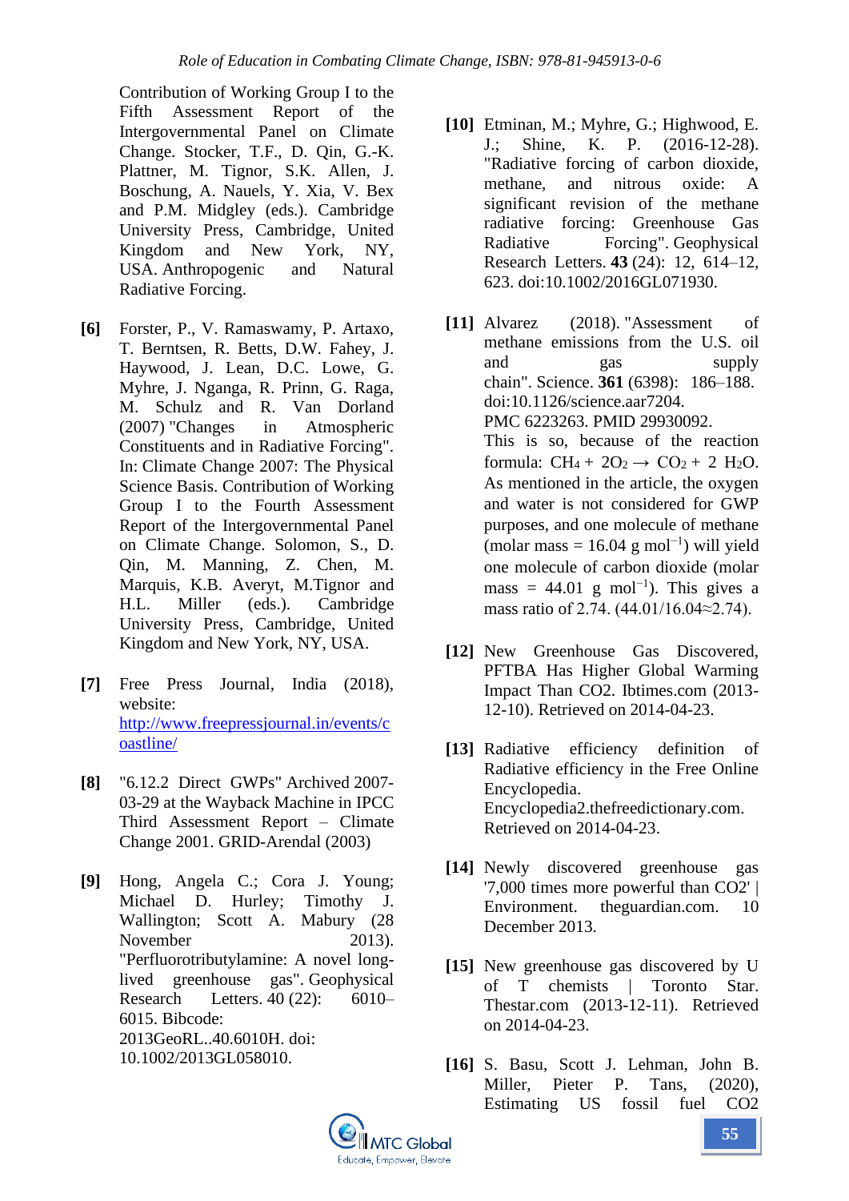Contribution of Working Group I to the Fifth Assessment Report of the Intergovernmental Panel on Climate Change. Stocker, T.F., D. Qin, G.-K. Plattner, M. Tignor, S.K. Allen, J. Boschung, A. Nauels, Y. Xia, V. Bex and P.M. Midgley (eds.). Cambridge University Press, Cambridge, United Kingdom and New York, NY, USA. Anthropogenic and Natural Radiative Forcing.

**[6]** Forster, P., V. Ramaswamy, P. Artaxo, T. Berntsen, R. Betts, D.W. Fahey, J. Haywood, J. Lean, D.C. Lowe, G. Myhre, J. Nganga, R. Prinn, G. Raga, M. Schulz and R. Van Dorland (2007) "Changes in Atmospheric Constituents and in Radiative Forcing". In: Climate Change 2007: The Physical Science Basis. Contribution of Working Group I to the Fourth Assessment Report of the Intergovernmental Panel on Climate Change. Solomon, S., D. Qin, M. Manning, Z. Chen, M. Marquis, K.B. Averyt, M.Tignor and H.L. Miller (eds.). Cambridge University Press, Cambridge, United Kingdom and New York, NY, USA.

**[7]** Free Press Journal, India (2018), website: [http://www.freepressjournal.in/events/coastline/](http://www.freepressjournal.in/events/coastline/)

**[8]** "6.12.2 Direct GWPs" Archived 2007-03-29 at the Wayback Machine in IPCC Third Assessment Report – Climate Change 2001. GRID-Arendal (2003)

**[9]** Hong, Angela C.; Cora J. Young; Michael D. Hurley; Timothy J. Wallington; Scott A. Mabury (28 November 2013). "Perfluorotributylamine: A novel long-lived greenhouse gas". Geophysical Research Letters. 40 (22): 6010–6015. Bibcode: 2013GeoRL..40.6010H. doi: 10.1002/2013GL058010.

**[10]** Etminan, M.; Myhre, G.; Highwood, E. J.; Shine, K. P. (2016-12-28). "Radiative forcing of carbon dioxide, methane, and nitrous oxide: A significant revision of the methane radiative forcing: Greenhouse Gas Radiative Forcing". Geophysical Research Letters. **43** (24): 12, 614–12, 623. doi:10.1002/2016GL071930.

**[11]** Alvarez (2018). "Assessment of methane emissions from the U.S. oil and gas supply chain". Science. **361** (6398): 186–188. doi:10.1126/science.aar7204. PMC 6223263. PMID 29930092. This is so, because of the reaction formula: $CH_4 + 2O_2 \rightarrow CO_2 + 2\ H_2O$. As mentioned in the article, the oxygen and water is not considered for GWP purposes, and one molecule of methane (molar mass = 16.04 g $mol^{-1}$) will yield one molecule of carbon dioxide (molar mass = 44.01 g $mol^{-1}$). This gives a mass ratio of 2.74. (44.01/16.04≈2.74).

**[12]** New Greenhouse Gas Discovered, PFTBA Has Higher Global Warming Impact Than CO2. Ibtimes.com (2013-12-10). Retrieved on 2014-04-23.

**[13]** Radiative efficiency definition of Radiative efficiency in the Free Online Encyclopedia. Encyclopedia2.thefreedictionary.com. Retrieved on 2014-04-23.

**[14]** Newly discovered greenhouse gas '7,000 times more powerful than CO2' | Environment. theguardian.com. 10 December 2013.

**[15]** New greenhouse gas discovered by U of T chemists | Toronto Star. Thestar.com (2013-12-11). Retrieved on 2014-04-23.

**[16]** S. Basu, Scott J. Lehman, John B. Miller, Pieter P. Tans, (2020), Estimating US fossil fuel CO2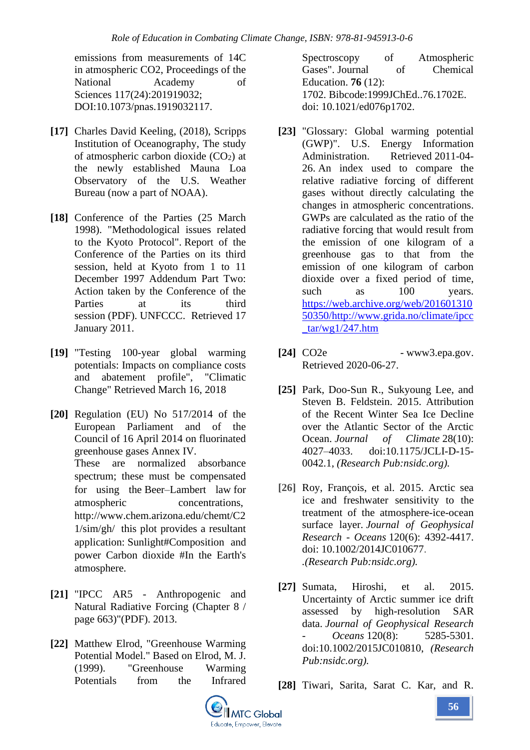emissions from measurements of 14C in atmospheric CO2, Proceedings of the National Academy of Sciences 117(24):201919032; DOI:10.1073/pnas.1919032117.

**[17]** Charles David Keeling, (2018), Scripps Institution of Oceanography, The study of atmospheric carbon dioxide ($CO_2$) at the newly established Mauna Loa Observatory of the U.S. Weather Bureau (now a part of NOAA).

**[18]** Conference of the Parties (25 March 1998). "Methodological issues related to the Kyoto Protocol". Report of the Conference of the Parties on its third session, held at Kyoto from 1 to 11 December 1997 Addendum Part Two: Action taken by the Conference of the Parties at its third session (PDF). UNFCCC. Retrieved 17 January 2011.

**[19]** "Testing 100-year global warming potentials: Impacts on compliance costs and abatement profile", "Climatic Change" Retrieved March 16, 2018

**[20]** Regulation (EU) No 517/2014 of the European Parliament and of the Council of 16 April 2014 on fluorinated greenhouse gases Annex IV. These are normalized absorbance spectrum; these must be compensated for using the Beer–Lambert law for atmospheric concentrations, http://www.chem.arizona.edu/chemt/C21/sim/gh/ this plot provides a resultant application: Sunlight#Composition and power Carbon dioxide #In the Earth's atmosphere.

**[21]** "IPCC AR5 - Anthropogenic and Natural Radiative Forcing (Chapter 8 / page 663)"(PDF). 2013.

**[22]** Matthew Elrod, "Greenhouse Warming Potential Model." Based on Elrod, M. J. (1999). "Greenhouse Warming Potentials from the Infrared Spectroscopy of Atmospheric Gases". Journal of Chemical Education. **76** (12): 1702. Bibcode:1999JChEd..76.1702E. doi: 10.1021/ed076p1702.

**[23]** "Glossary: Global warming potential (GWP)". U.S. Energy Information Administration. Retrieved 2011-04-26. An index used to compare the relative radiative forcing of different gases without directly calculating the changes in atmospheric concentrations. GWPs are calculated as the ratio of the radiative forcing that would result from the emission of one kilogram of a greenhouse gas to that from the emission of one kilogram of carbon dioxide over a fixed period of time, such as 100 years. https://web.archive.org/web/20160131050350/http://www.grida.no/climate/ipcc_tar/wg1/247.htm

**[24]** CO2e - www3.epa.gov. Retrieved 2020-06-27.

**[25]** Park, Doo-Sun R., Sukyoung Lee, and Steven B. Feldstein. 2015. Attribution of the Recent Winter Sea Ice Decline over the Atlantic Sector of the Arctic Ocean. *Journal of Climate* 28(10): 4027–4033. doi:10.1175/JCLI-D-15-0042.1, *(Research Pub:nsidc.org).*

**[26]** Roy, François, et al. 2015. Arctic sea ice and freshwater sensitivity to the treatment of the atmosphere-ice-ocean surface layer. *Journal of Geophysical Research - Oceans* 120(6): 4392-4417. doi: 10.1002/2014JC010677. .*(Research Pub:nsidc.org).*

**[27]** Sumata, Hiroshi, et al. 2015. Uncertainty of Arctic summer ice drift assessed by high-resolution SAR data. *Journal of Geophysical Research - Oceans* 120(8): 5285-5301. doi:10.1002/2015JC010810, *(Research Pub:nsidc.org).*

**[28]** Tiwari, Sarita, Sarat C. Kar, and R.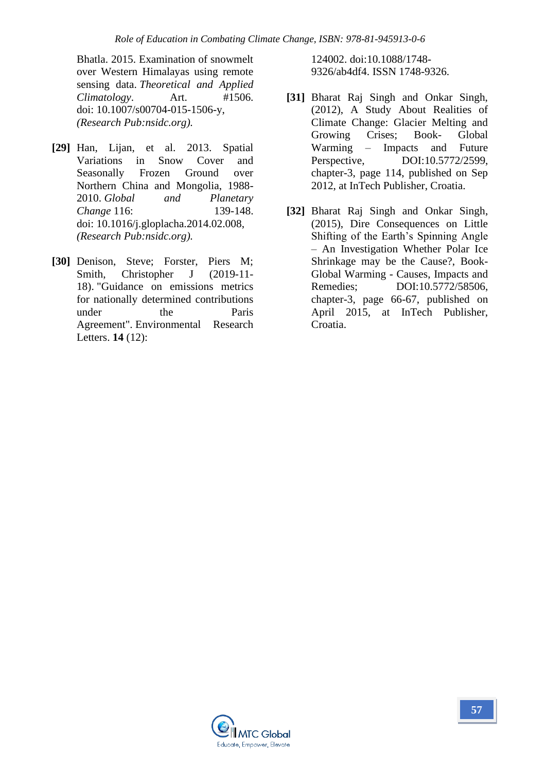Bhatla. 2015. Examination of snowmelt over Western Himalayas using remote sensing data. *Theoretical and Applied Climatology*. Art. #1506. doi: 10.1007/s00704-015-1506-y, *(Research Pub:nsidc.org).*

**[29]** Han, Lijan, et al. 2013. Spatial Variations in Snow Cover and Seasonally Frozen Ground over Northern China and Mongolia, 1988-2010. *Global and Planetary Change* 116: 139-148. doi: 10.1016/j.gloplacha.2014.02.008, *(Research Pub:nsidc.org).*

**[30]** Denison, Steve; Forster, Piers M; Smith, Christopher J (2019-11-18). "Guidance on emissions metrics for nationally determined contributions under the Paris Agreement". Environmental Research Letters. **14** (12): 124002. doi:10.1088/1748-9326/ab4df4. ISSN 1748-9326.

**[31]** Bharat Raj Singh and Onkar Singh, (2012), A Study About Realities of Climate Change: Glacier Melting and Growing Crises; Book- Global Warming – Impacts and Future Perspective, DOI:10.5772/2599, chapter-3, page 114, published on Sep 2012, at InTech Publisher, Croatia.

**[32]** Bharat Raj Singh and Onkar Singh, (2015), Dire Consequences on Little Shifting of the Earth's Spinning Angle – An Investigation Whether Polar Ice Shrinkage may be the Cause?, Book- Global Warming - Causes, Impacts and Remedies; DOI:10.5772/58506, chapter-3, page 66-67, published on April 2015, at InTech Publisher, Croatia.